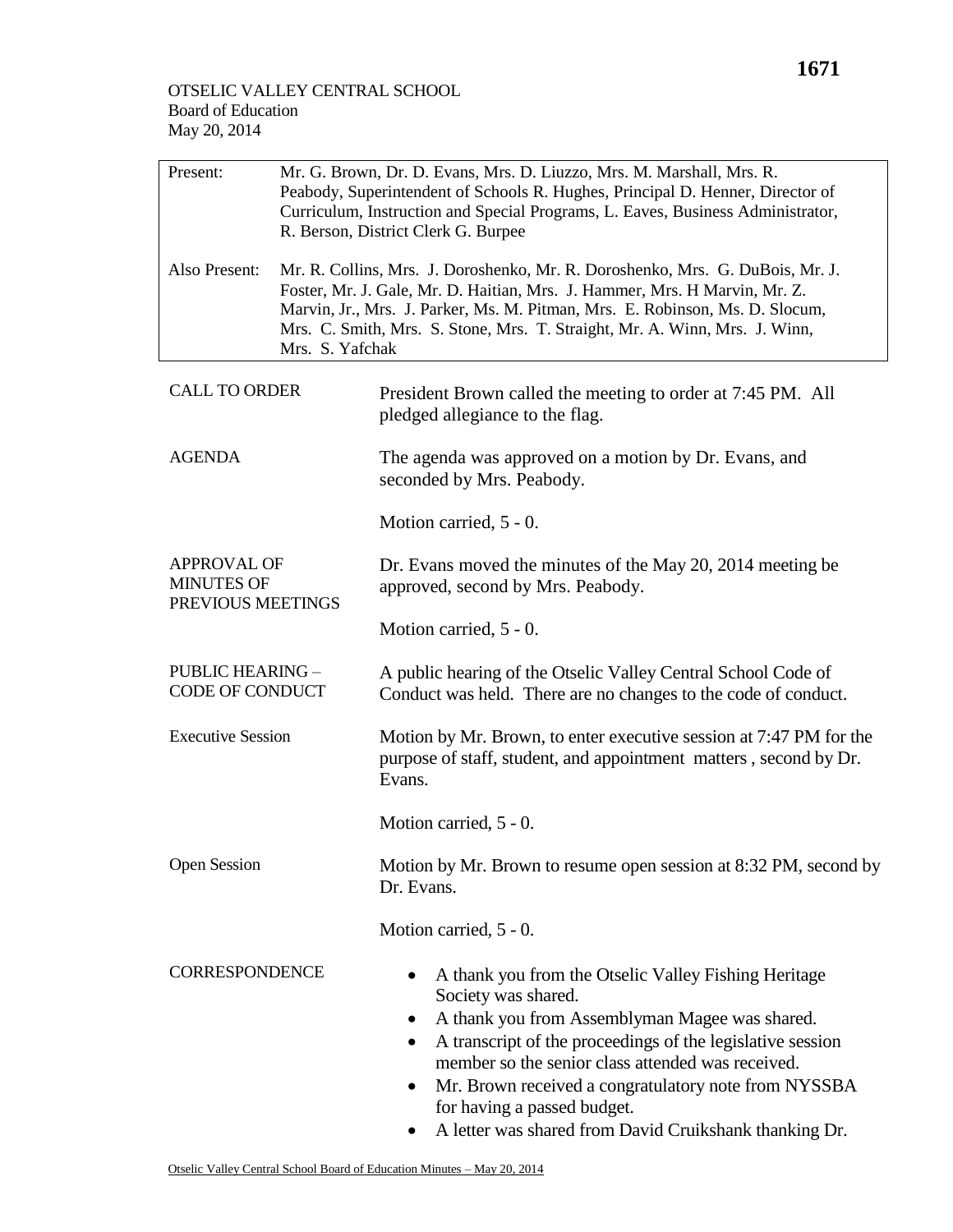OTSELIC VALLEY CENTRAL SCHOOL
Board of Education
May 20, 2014

| | |
|---|---|
| Present: | Mr. G. Brown, Dr. D. Evans, Mrs. D. Liuzzo, Mrs. M. Marshall, Mrs. R. Peabody, Superintendent of Schools R. Hughes, Principal D. Henner, Director of Curriculum, Instruction and Special Programs, L. Eaves, Business Administrator, R. Berson, District Clerk G. Burpee |
| Also Present: | Mr. R. Collins, Mrs. J. Doroshenko, Mr. R. Doroshenko, Mrs. G. DuBois, Mr. J. Foster, Mr. J. Gale, Mr. D. Haitian, Mrs. J. Hammer, Mrs. H Marvin, Mr. Z. Marvin, Jr., Mrs. J. Parker, Ms. M. Pitman, Mrs. E. Robinson, Ms. D. Slocum, Mrs. C. Smith, Mrs. S. Stone, Mrs. T. Straight, Mr. A. Winn, Mrs. J. Winn, Mrs. S. Yafchak |

**CALL TO ORDER**

President Brown called the meeting to order at 7:45 PM. All pledged allegiance to the flag.

**AGENDA**

The agenda was approved on a motion by Dr. Evans, and seconded by Mrs. Peabody.

Motion carried, 5 - 0.

**APPROVAL OF MINUTES OF PREVIOUS MEETINGS**

Dr. Evans moved the minutes of the May 20, 2014 meeting be approved, second by Mrs. Peabody.

Motion carried, 5 - 0.

**PUBLIC HEARING – CODE OF CONDUCT**

A public hearing of the Otselic Valley Central School Code of Conduct was held. There are no changes to the code of conduct.

**Executive Session**

Motion by Mr. Brown, to enter executive session at 7:47 PM for the purpose of staff, student, and appointment matters , second by Dr. Evans.

Motion carried, 5 - 0.

**Open Session**

Motion by Mr. Brown to resume open session at 8:32 PM, second by Dr. Evans.

Motion carried, 5 - 0.

**CORRESPONDENCE**

- A thank you from the Otselic Valley Fishing Heritage Society was shared.
- A thank you from Assemblyman Magee was shared.
- A transcript of the proceedings of the legislative session member so the senior class attended was received.
- Mr. Brown received a congratulatory note from NYSSBA for having a passed budget.
- A letter was shared from David Cruikshank thanking Dr.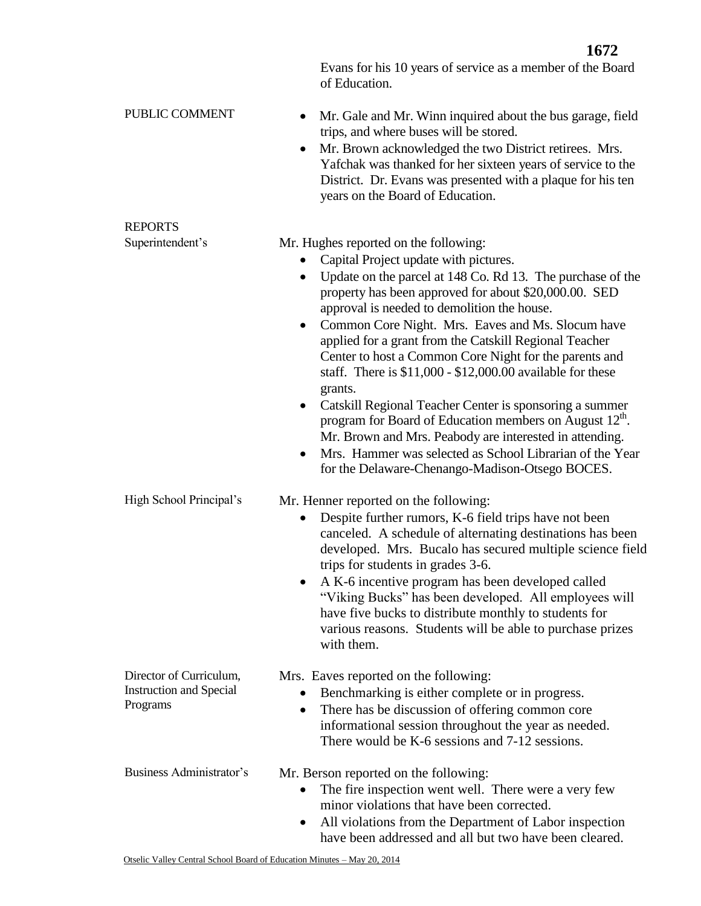Evans for his 10 years of service as a member of the Board of Education.

PUBLIC COMMENT

- Mr. Gale and Mr. Winn inquired about the bus garage, field trips, and where buses will be stored.
- Mr. Brown acknowledged the two District retirees. Mrs. Yafchak was thanked for her sixteen years of service to the District. Dr. Evans was presented with a plaque for his ten years on the Board of Education.

REPORTS

Superintendent's

Mr. Hughes reported on the following:

- Capital Project update with pictures.
- Update on the parcel at 148 Co. Rd 13. The purchase of the property has been approved for about $20,000.00. SED approval is needed to demolition the house.
- Common Core Night. Mrs. Eaves and Ms. Slocum have applied for a grant from the Catskill Regional Teacher Center to host a Common Core Night for the parents and staff. There is $11,000 - $12,000.00 available for these grants.
- Catskill Regional Teacher Center is sponsoring a summer program for Board of Education members on August 12th. Mr. Brown and Mrs. Peabody are interested in attending.
- Mrs. Hammer was selected as School Librarian of the Year for the Delaware-Chenango-Madison-Otsego BOCES.

High School Principal's

Mr. Henner reported on the following:

- Despite further rumors, K-6 field trips have not been canceled. A schedule of alternating destinations has been developed. Mrs. Bucalo has secured multiple science field trips for students in grades 3-6.
- A K-6 incentive program has been developed called "Viking Bucks" has been developed. All employees will have five bucks to distribute monthly to students for various reasons. Students will be able to purchase prizes with them.

Director of Curriculum, Instruction and Special Programs

Mrs. Eaves reported on the following:

- Benchmarking is either complete or in progress.
- There has be discussion of offering common core informational session throughout the year as needed. There would be K-6 sessions and 7-12 sessions.

Business Administrator's

Mr. Berson reported on the following:

- The fire inspection went well. There were a very few minor violations that have been corrected.
- All violations from the Department of Labor inspection have been addressed and all but two have been cleared.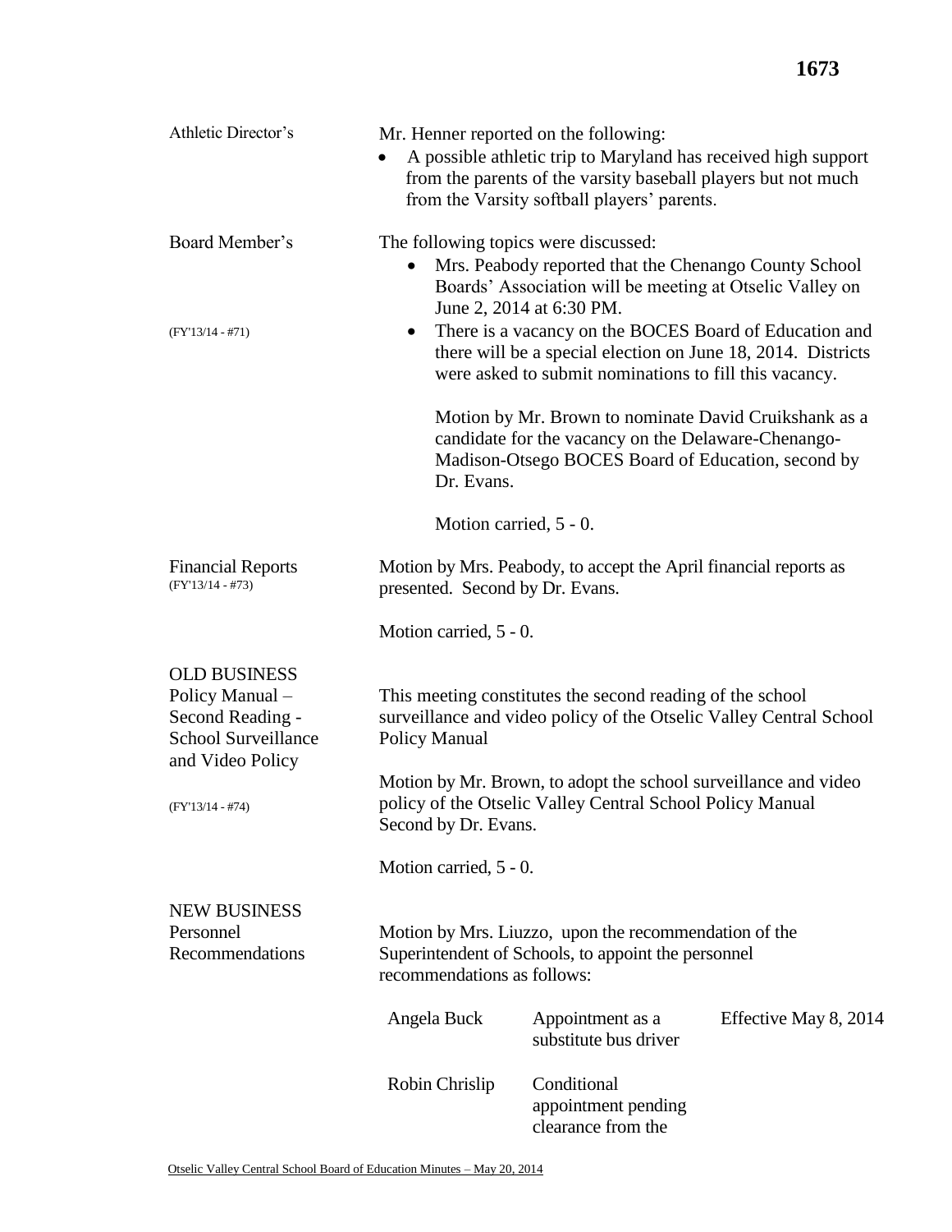**Athletic Director's**

Mr. Henner reported on the following:

- A possible athletic trip to Maryland has received high support from the parents of the varsity baseball players but not much from the Varsity softball players' parents.

**Board Member's**

The following topics were discussed:

- Mrs. Peabody reported that the Chenango County School Boards' Association will be meeting at Otselic Valley on June 2, 2014 at 6:30 PM.
- There is a vacancy on the BOCES Board of Education and there will be a special election on June 18, 2014. Districts were asked to submit nominations to fill this vacancy.

(FY'13/14 - #71)

Motion by Mr. Brown to nominate David Cruikshank as a candidate for the vacancy on the Delaware-Chenango-Madison-Otsego BOCES Board of Education, second by Dr. Evans.

Motion carried, 5 - 0.

**Financial Reports**
(FY'13/14 - #73)

Motion by Mrs. Peabody, to accept the April financial reports as presented. Second by Dr. Evans.

Motion carried, 5 - 0.

## OLD BUSINESS

**Policy Manual – Second Reading - School Surveillance and Video Policy**

(FY'13/14 - #74)

This meeting constitutes the second reading of the school surveillance and video policy of the Otselic Valley Central School Policy Manual

Motion by Mr. Brown, to adopt the school surveillance and video policy of the Otselic Valley Central School Policy Manual Second by Dr. Evans.

Motion carried, 5 - 0.

## NEW BUSINESS

**Personnel Recommendations**

Motion by Mrs. Liuzzo, upon the recommendation of the Superintendent of Schools, to appoint the personnel recommendations as follows:

| | | |
|---|---|---|
| Angela Buck | Appointment as a substitute bus driver | Effective May 8, 2014 |
| Robin Chrislip | Conditional appointment pending clearance from the | |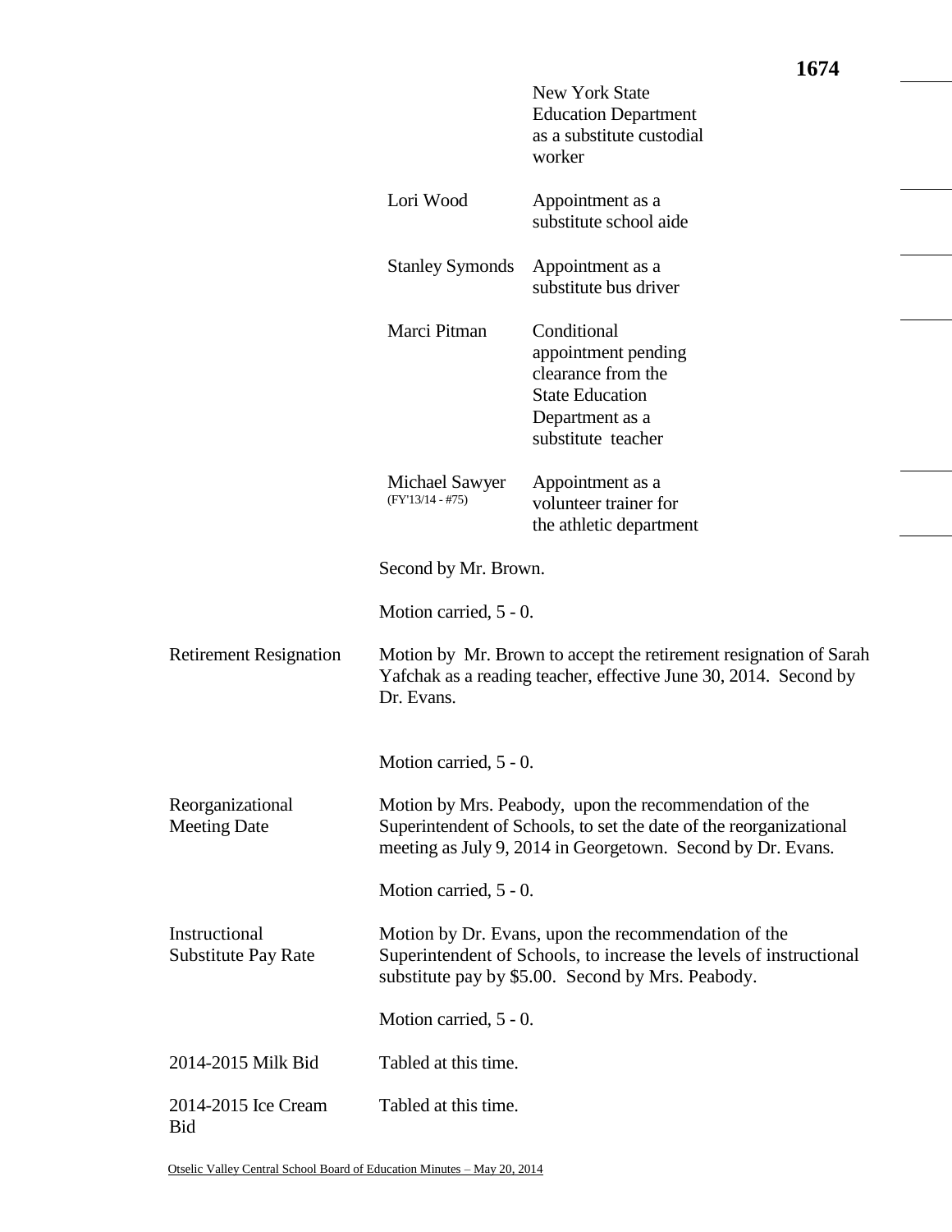New York State Education Department as a substitute custodial worker

| | |
|---|---|
| Lori Wood | Appointment as a substitute school aide |
| Stanley Symonds | Appointment as a substitute bus driver |
| Marci Pitman | Conditional appointment pending clearance from the State Education Department as a substitute teacher |
| Michael Sawyer (FY'13/14 - #75) | Appointment as a volunteer trainer for the athletic department |

Second by Mr. Brown.

Motion carried, 5 - 0.

**Retirement Resignation**

Motion by Mr. Brown to accept the retirement resignation of Sarah Yafchak as a reading teacher, effective June 30, 2014. Second by Dr. Evans.

Motion carried, 5 - 0.

**Reorganizational Meeting Date**

Motion by Mrs. Peabody, upon the recommendation of the Superintendent of Schools, to set the date of the reorganizational meeting as July 9, 2014 in Georgetown. Second by Dr. Evans.

Motion carried, 5 - 0.

**Instructional Substitute Pay Rate**

Motion by Dr. Evans, upon the recommendation of the Superintendent of Schools, to increase the levels of instructional substitute pay by $5.00. Second by Mrs. Peabody.

Motion carried, 5 - 0.

**2014-2015 Milk Bid**

Tabled at this time.

**2014-2015 Ice Cream Bid**

Tabled at this time.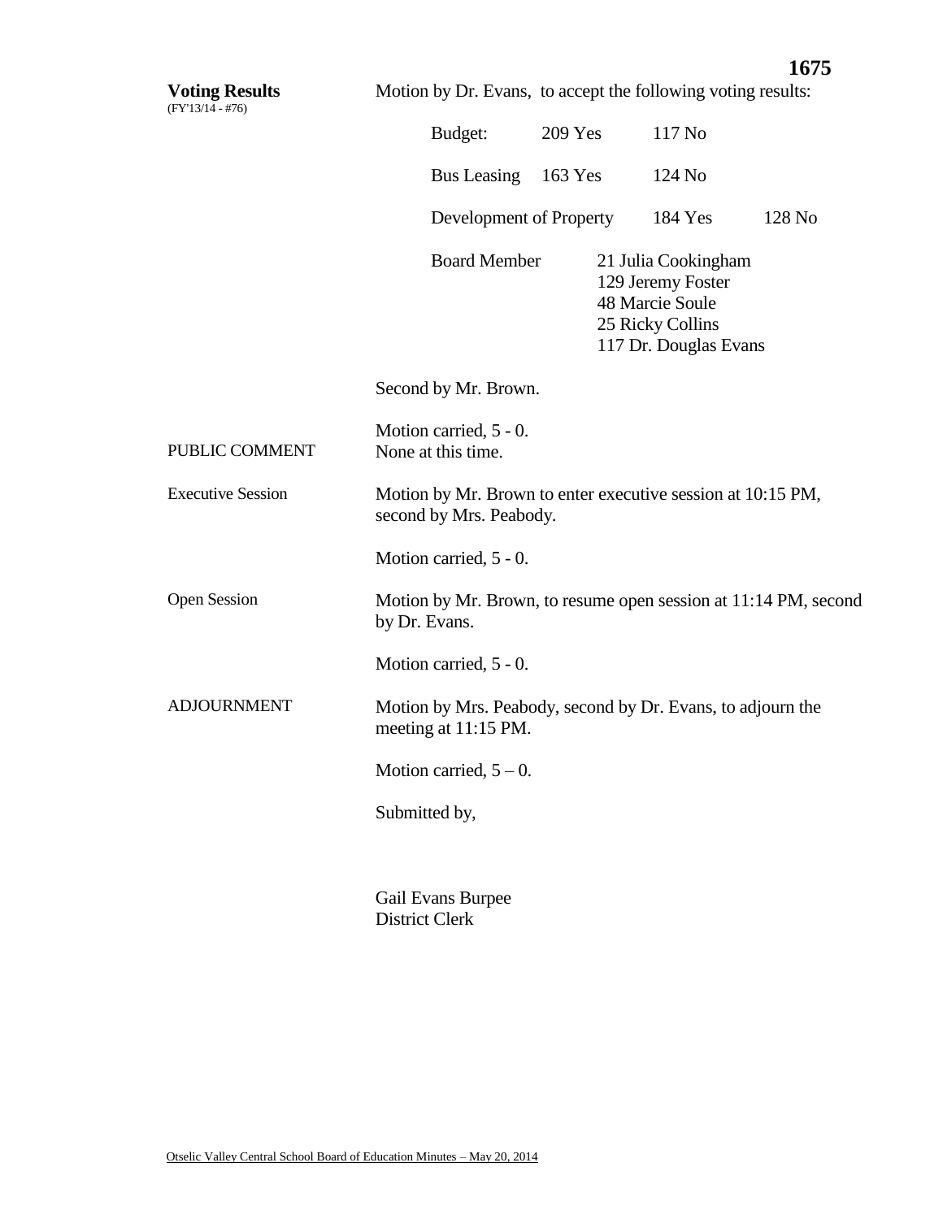**Voting Results**
(FY'13/14 - #76)

Motion by Dr. Evans, to accept the following voting results:

| | | | |
|---|---|---|---|
| Budget: | 209 Yes | 117 No | |
| Bus Leasing | 163 Yes | 124 No | |
| Development of Property | | 184 Yes | 128 No |

Board Member

21 Julia Cookingham
129 Jeremy Foster
48 Marcie Soule
25 Ricky Collins
117 Dr. Douglas Evans

Second by Mr. Brown.

Motion carried, 5 - 0.

PUBLIC COMMENT

None at this time.

Executive Session

Motion by Mr. Brown to enter executive session at 10:15 PM, second by Mrs. Peabody.

Motion carried, 5 - 0.

Open Session

Motion by Mr. Brown, to resume open session at 11:14 PM, second by Dr. Evans.

Motion carried, 5 - 0.

ADJOURNMENT

Motion by Mrs. Peabody, second by Dr. Evans, to adjourn the meeting at 11:15 PM.

Motion carried, 5 – 0.

Submitted by,

Gail Evans Burpee
District Clerk